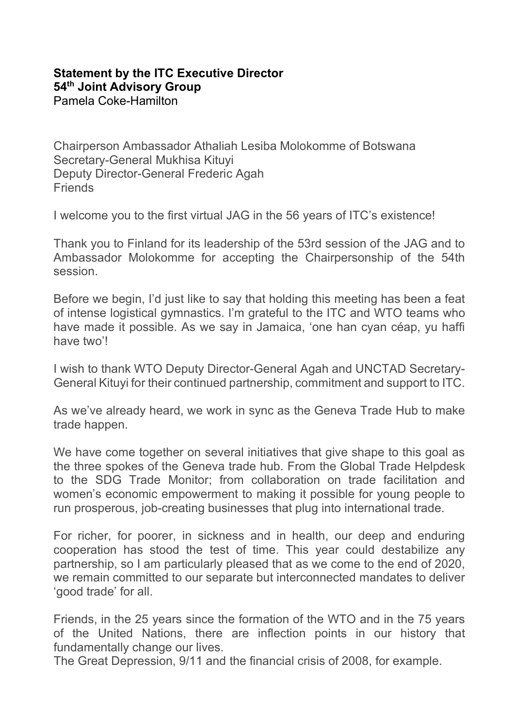**Statement by the ITC Executive Director**
**54th Joint Advisory Group**
Pamela Coke-Hamilton

Chairperson Ambassador Athaliah Lesiba Molokomme of Botswana
Secretary-General Mukhisa Kituyi
Deputy Director-General Frederic Agah
Friends

I welcome you to the first virtual JAG in the 56 years of ITC's existence!

Thank you to Finland for its leadership of the 53rd session of the JAG and to Ambassador Molokomme for accepting the Chairpersonship of the 54th session.

Before we begin, I'd just like to say that holding this meeting has been a feat of intense logistical gymnastics. I'm grateful to the ITC and WTO teams who have made it possible. As we say in Jamaica, 'one han cyan céap, yu haffi have two'!

I wish to thank WTO Deputy Director-General Agah and UNCTAD Secretary-General Kituyi for their continued partnership, commitment and support to ITC.

As we've already heard, we work in sync as the Geneva Trade Hub to make trade happen.

We have come together on several initiatives that give shape to this goal as the three spokes of the Geneva trade hub. From the Global Trade Helpdesk to the SDG Trade Monitor; from collaboration on trade facilitation and women's economic empowerment to making it possible for young people to run prosperous, job-creating businesses that plug into international trade.

For richer, for poorer, in sickness and in health, our deep and enduring cooperation has stood the test of time. This year could destabilize any partnership, so I am particularly pleased that as we come to the end of 2020, we remain committed to our separate but interconnected mandates to deliver 'good trade' for all.

Friends, in the 25 years since the formation of the WTO and in the 75 years of the United Nations, there are inflection points in our history that fundamentally change our lives.
The Great Depression, 9/11 and the financial crisis of 2008, for example.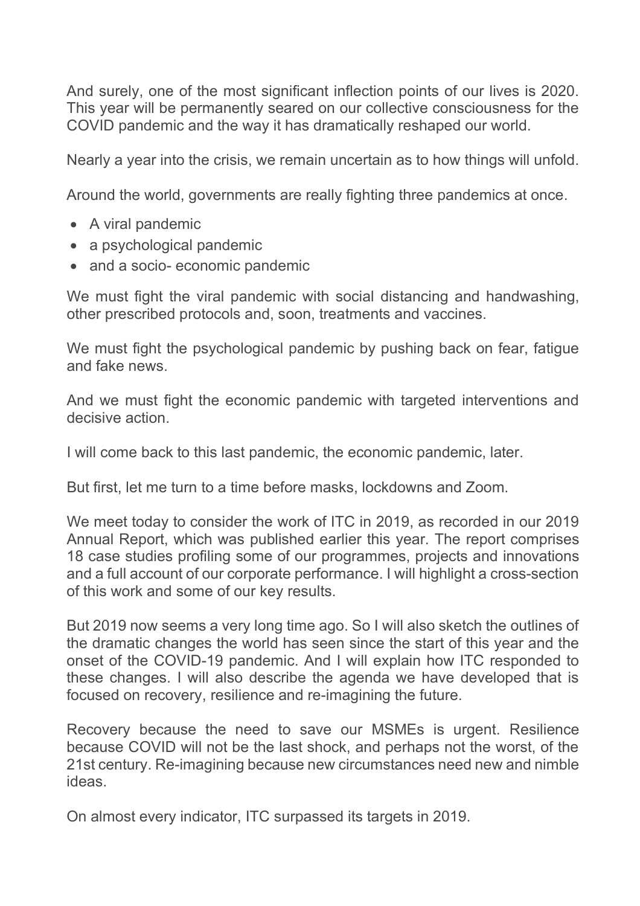And surely, one of the most significant inflection points of our lives is 2020. This year will be permanently seared on our collective consciousness for the COVID pandemic and the way it has dramatically reshaped our world.

Nearly a year into the crisis, we remain uncertain as to how things will unfold.

Around the world, governments are really fighting three pandemics at once.

- A viral pandemic
- a psychological pandemic
- and a socio- economic pandemic

We must fight the viral pandemic with social distancing and handwashing, other prescribed protocols and, soon, treatments and vaccines.

We must fight the psychological pandemic by pushing back on fear, fatigue and fake news.

And we must fight the economic pandemic with targeted interventions and decisive action.

I will come back to this last pandemic, the economic pandemic, later.

But first, let me turn to a time before masks, lockdowns and Zoom.

We meet today to consider the work of ITC in 2019, as recorded in our 2019 Annual Report, which was published earlier this year. The report comprises 18 case studies profiling some of our programmes, projects and innovations and a full account of our corporate performance. I will highlight a cross-section of this work and some of our key results.

But 2019 now seems a very long time ago. So I will also sketch the outlines of the dramatic changes the world has seen since the start of this year and the onset of the COVID-19 pandemic. And I will explain how ITC responded to these changes. I will also describe the agenda we have developed that is focused on recovery, resilience and re-imagining the future.

Recovery because the need to save our MSMEs is urgent. Resilience because COVID will not be the last shock, and perhaps not the worst, of the 21st century. Re-imagining because new circumstances need new and nimble ideas.

On almost every indicator, ITC surpassed its targets in 2019.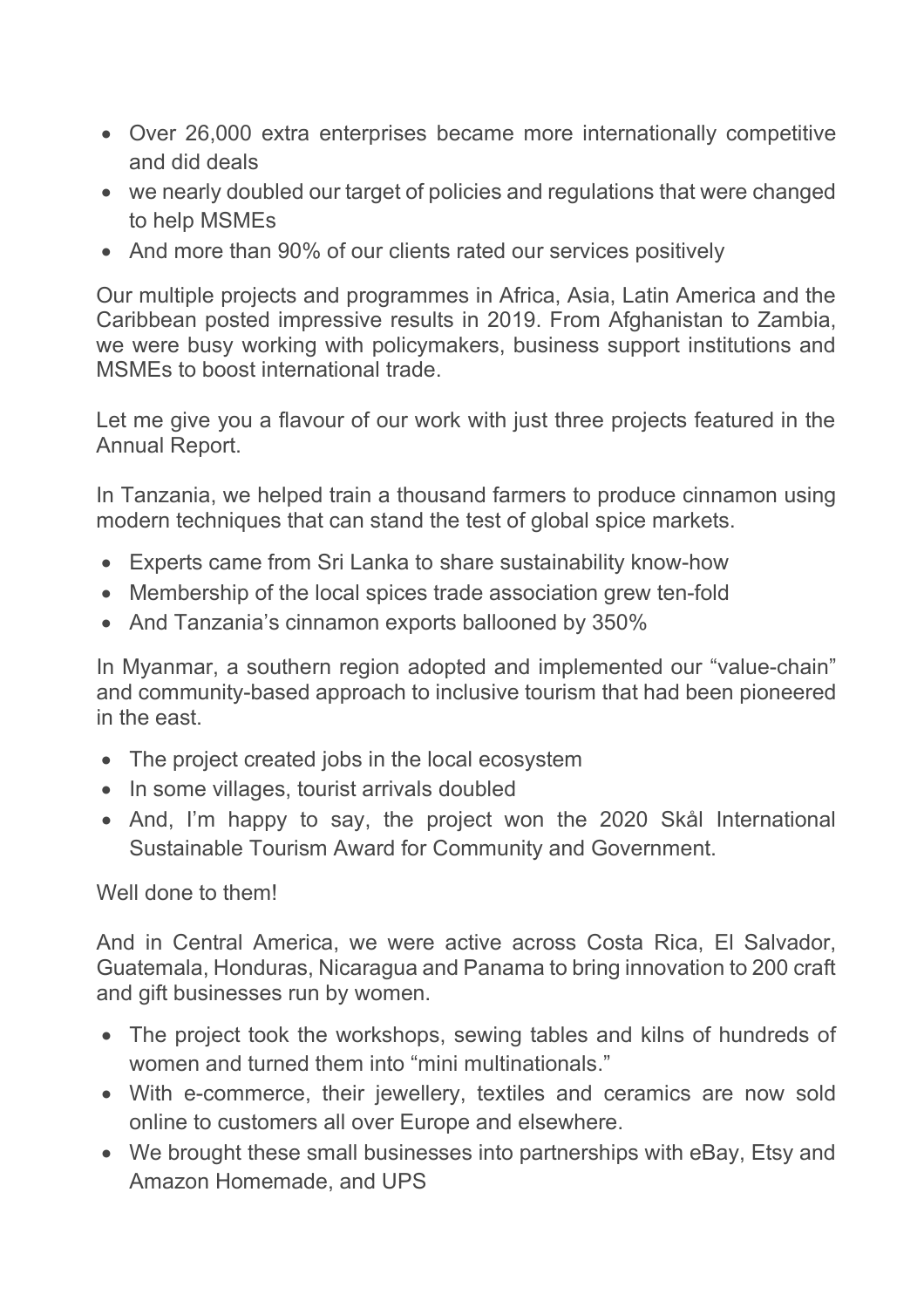- Over 26,000 extra enterprises became more internationally competitive and did deals
- we nearly doubled our target of policies and regulations that were changed to help MSMEs
- And more than 90% of our clients rated our services positively

Our multiple projects and programmes in Africa, Asia, Latin America and the Caribbean posted impressive results in 2019. From Afghanistan to Zambia, we were busy working with policymakers, business support institutions and MSMEs to boost international trade.

Let me give you a flavour of our work with just three projects featured in the Annual Report.

In Tanzania, we helped train a thousand farmers to produce cinnamon using modern techniques that can stand the test of global spice markets.

- Experts came from Sri Lanka to share sustainability know-how
- Membership of the local spices trade association grew ten-fold
- And Tanzania's cinnamon exports ballooned by 350%

In Myanmar, a southern region adopted and implemented our "value-chain" and community-based approach to inclusive tourism that had been pioneered in the east.

- The project created jobs in the local ecosystem
- In some villages, tourist arrivals doubled
- And, I'm happy to say, the project won the 2020 Skål International Sustainable Tourism Award for Community and Government.

Well done to them!

And in Central America, we were active across Costa Rica, El Salvador, Guatemala, Honduras, Nicaragua and Panama to bring innovation to 200 craft and gift businesses run by women.

- The project took the workshops, sewing tables and kilns of hundreds of women and turned them into "mini multinationals."
- With e-commerce, their jewellery, textiles and ceramics are now sold online to customers all over Europe and elsewhere.
- We brought these small businesses into partnerships with eBay, Etsy and Amazon Homemade, and UPS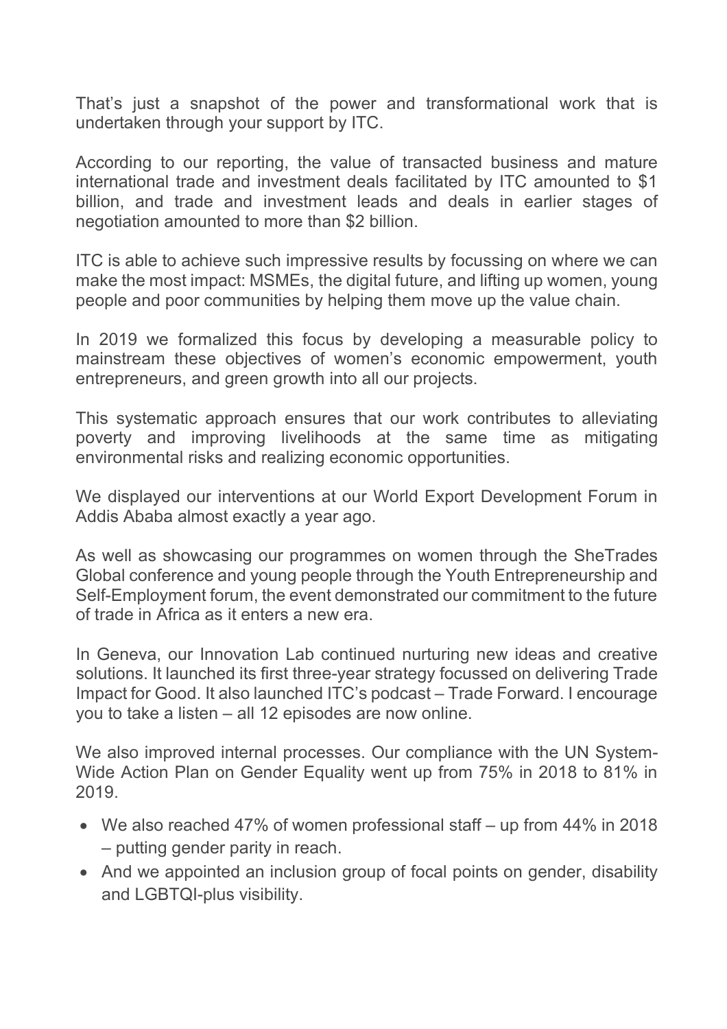That's just a snapshot of the power and transformational work that is undertaken through your support by ITC.

According to our reporting, the value of transacted business and mature international trade and investment deals facilitated by ITC amounted to $1 billion, and trade and investment leads and deals in earlier stages of negotiation amounted to more than $2 billion.

ITC is able to achieve such impressive results by focussing on where we can make the most impact: MSMEs, the digital future, and lifting up women, young people and poor communities by helping them move up the value chain.

In 2019 we formalized this focus by developing a measurable policy to mainstream these objectives of women's economic empowerment, youth entrepreneurs, and green growth into all our projects.

This systematic approach ensures that our work contributes to alleviating poverty and improving livelihoods at the same time as mitigating environmental risks and realizing economic opportunities.

We displayed our interventions at our World Export Development Forum in Addis Ababa almost exactly a year ago.

As well as showcasing our programmes on women through the SheTrades Global conference and young people through the Youth Entrepreneurship and Self-Employment forum, the event demonstrated our commitment to the future of trade in Africa as it enters a new era.

In Geneva, our Innovation Lab continued nurturing new ideas and creative solutions. It launched its first three-year strategy focussed on delivering Trade Impact for Good. It also launched ITC's podcast – Trade Forward. I encourage you to take a listen – all 12 episodes are now online.

We also improved internal processes. Our compliance with the UN System-Wide Action Plan on Gender Equality went up from 75% in 2018 to 81% in 2019.

- We also reached 47% of women professional staff – up from 44% in 2018 – putting gender parity in reach.
- And we appointed an inclusion group of focal points on gender, disability and LGBTQI-plus visibility.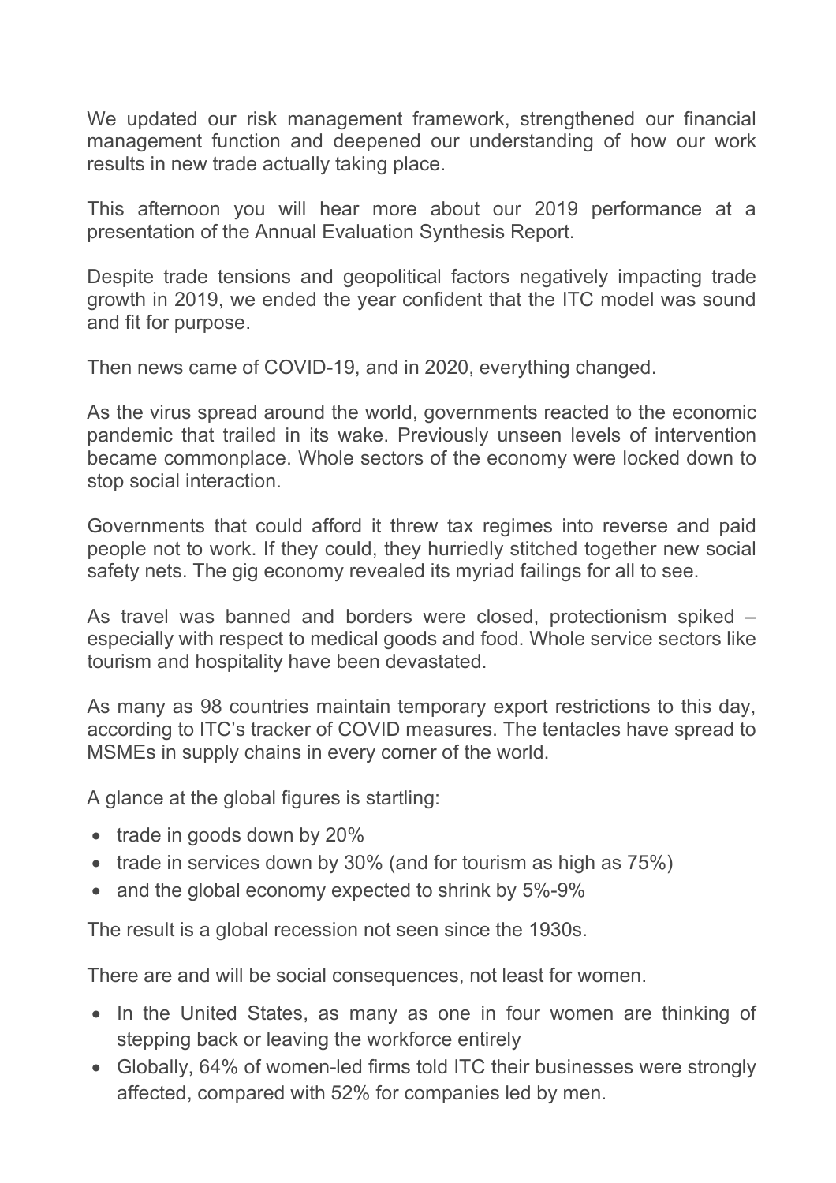We updated our risk management framework, strengthened our financial management function and deepened our understanding of how our work results in new trade actually taking place.

This afternoon you will hear more about our 2019 performance at a presentation of the Annual Evaluation Synthesis Report.

Despite trade tensions and geopolitical factors negatively impacting trade growth in 2019, we ended the year confident that the ITC model was sound and fit for purpose.

Then news came of COVID-19, and in 2020, everything changed.

As the virus spread around the world, governments reacted to the economic pandemic that trailed in its wake. Previously unseen levels of intervention became commonplace. Whole sectors of the economy were locked down to stop social interaction.

Governments that could afford it threw tax regimes into reverse and paid people not to work. If they could, they hurriedly stitched together new social safety nets. The gig economy revealed its myriad failings for all to see.

As travel was banned and borders were closed, protectionism spiked – especially with respect to medical goods and food. Whole service sectors like tourism and hospitality have been devastated.

As many as 98 countries maintain temporary export restrictions to this day, according to ITC's tracker of COVID measures. The tentacles have spread to MSMEs in supply chains in every corner of the world.

A glance at the global figures is startling:

- trade in goods down by 20%
- trade in services down by 30% (and for tourism as high as 75%)
- and the global economy expected to shrink by 5%-9%

The result is a global recession not seen since the 1930s.

There are and will be social consequences, not least for women.

- In the United States, as many as one in four women are thinking of stepping back or leaving the workforce entirely
- Globally, 64% of women-led firms told ITC their businesses were strongly affected, compared with 52% for companies led by men.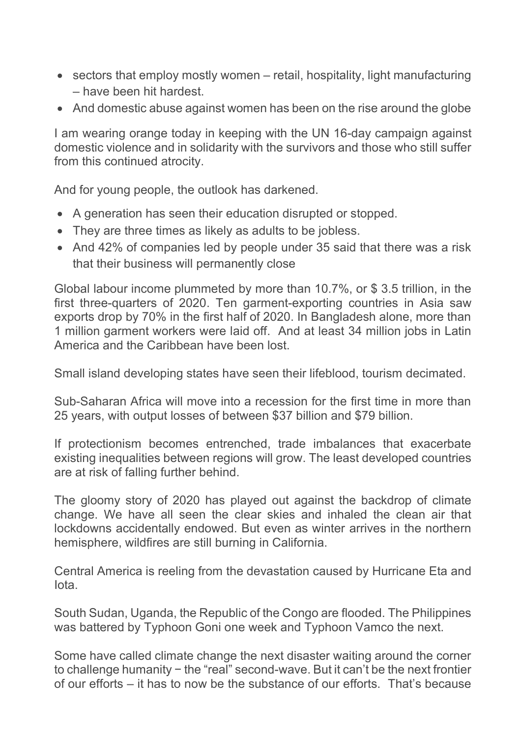- sectors that employ mostly women – retail, hospitality, light manufacturing – have been hit hardest.
- And domestic abuse against women has been on the rise around the globe

I am wearing orange today in keeping with the UN 16-day campaign against domestic violence and in solidarity with the survivors and those who still suffer from this continued atrocity.

And for young people, the outlook has darkened.

- A generation has seen their education disrupted or stopped.
- They are three times as likely as adults to be jobless.
- And 42% of companies led by people under 35 said that there was a risk that their business will permanently close

Global labour income plummeted by more than 10.7%, or $ 3.5 trillion, in the first three-quarters of 2020. Ten garment-exporting countries in Asia saw exports drop by 70% in the first half of 2020. In Bangladesh alone, more than 1 million garment workers were laid off. And at least 34 million jobs in Latin America and the Caribbean have been lost.

Small island developing states have seen their lifeblood, tourism decimated.

Sub-Saharan Africa will move into a recession for the first time in more than 25 years, with output losses of between $37 billion and $79 billion.

If protectionism becomes entrenched, trade imbalances that exacerbate existing inequalities between regions will grow. The least developed countries are at risk of falling further behind.

The gloomy story of 2020 has played out against the backdrop of climate change. We have all seen the clear skies and inhaled the clean air that lockdowns accidentally endowed. But even as winter arrives in the northern hemisphere, wildfires are still burning in California.

Central America is reeling from the devastation caused by Hurricane Eta and Iota.

South Sudan, Uganda, the Republic of the Congo are flooded. The Philippines was battered by Typhoon Goni one week and Typhoon Vamco the next.

Some have called climate change the next disaster waiting around the corner to challenge humanity − the "real" second-wave. But it can't be the next frontier of our efforts – it has to now be the substance of our efforts. That's because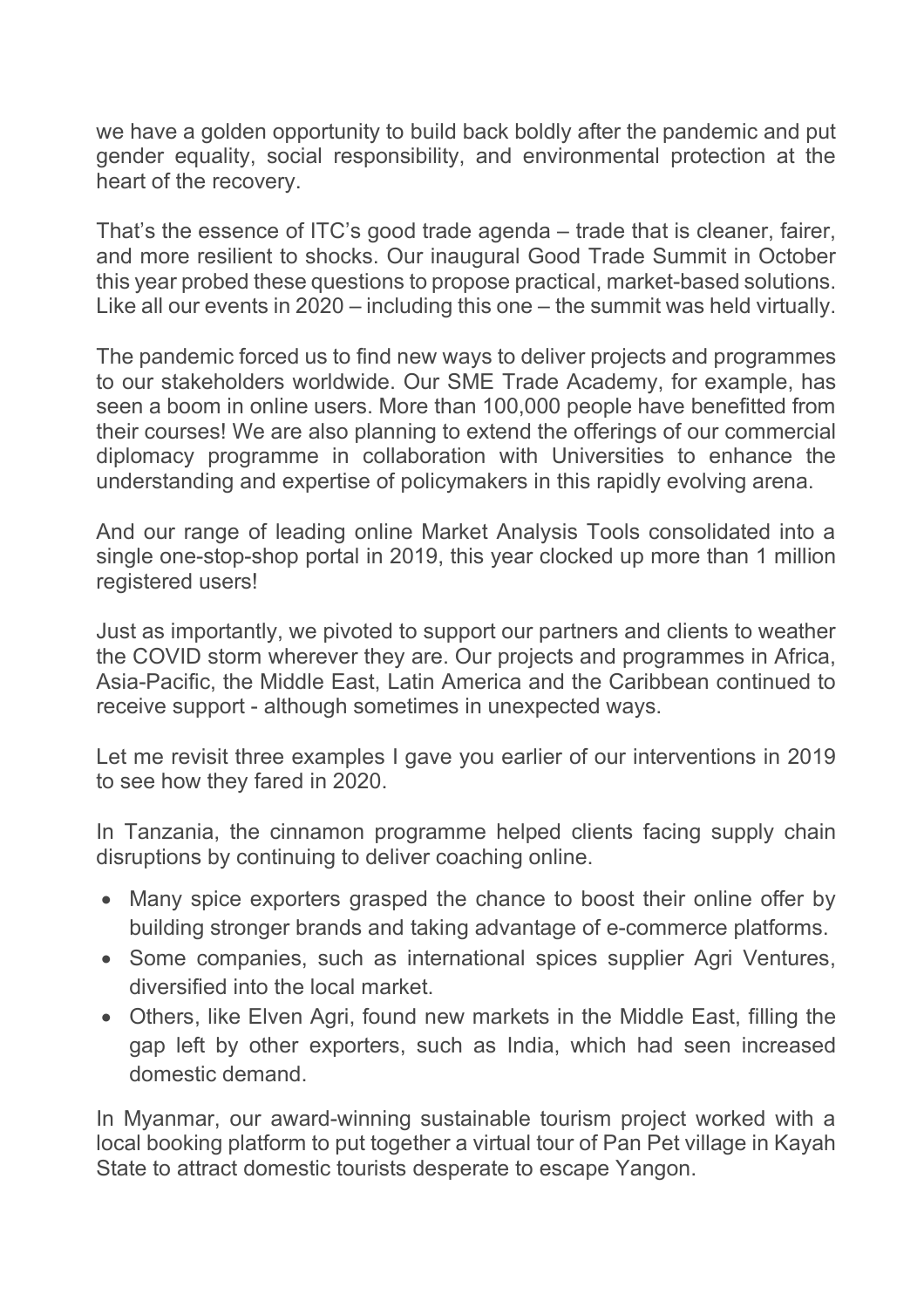we have a golden opportunity to build back boldly after the pandemic and put gender equality, social responsibility, and environmental protection at the heart of the recovery.

That's the essence of ITC's good trade agenda – trade that is cleaner, fairer, and more resilient to shocks. Our inaugural Good Trade Summit in October this year probed these questions to propose practical, market-based solutions. Like all our events in 2020 – including this one – the summit was held virtually.

The pandemic forced us to find new ways to deliver projects and programmes to our stakeholders worldwide. Our SME Trade Academy, for example, has seen a boom in online users. More than 100,000 people have benefitted from their courses! We are also planning to extend the offerings of our commercial diplomacy programme in collaboration with Universities to enhance the understanding and expertise of policymakers in this rapidly evolving arena.

And our range of leading online Market Analysis Tools consolidated into a single one-stop-shop portal in 2019, this year clocked up more than 1 million registered users!

Just as importantly, we pivoted to support our partners and clients to weather the COVID storm wherever they are. Our projects and programmes in Africa, Asia-Pacific, the Middle East, Latin America and the Caribbean continued to receive support - although sometimes in unexpected ways.

Let me revisit three examples I gave you earlier of our interventions in 2019 to see how they fared in 2020.

In Tanzania, the cinnamon programme helped clients facing supply chain disruptions by continuing to deliver coaching online.

- Many spice exporters grasped the chance to boost their online offer by building stronger brands and taking advantage of e-commerce platforms.
- Some companies, such as international spices supplier Agri Ventures, diversified into the local market.
- Others, like Elven Agri, found new markets in the Middle East, filling the gap left by other exporters, such as India, which had seen increased domestic demand.

In Myanmar, our award-winning sustainable tourism project worked with a local booking platform to put together a virtual tour of Pan Pet village in Kayah State to attract domestic tourists desperate to escape Yangon.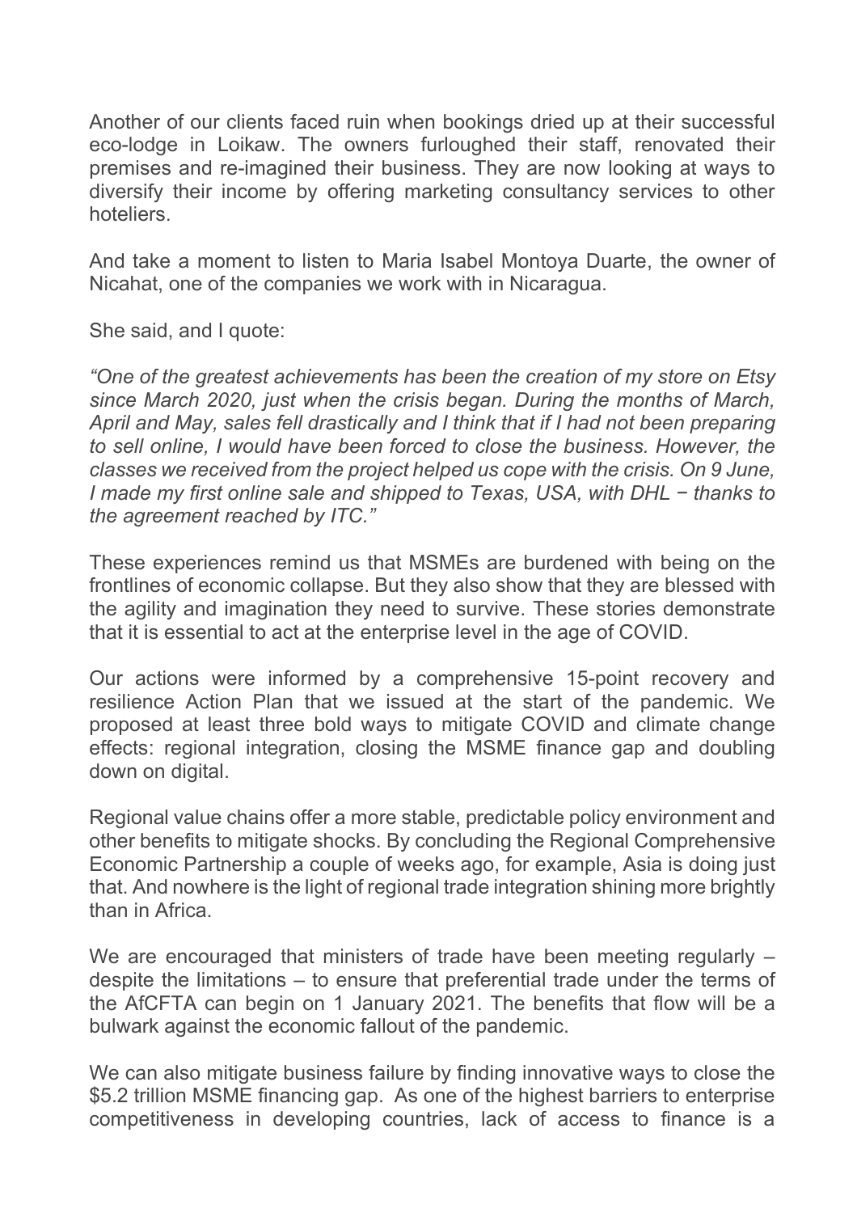Another of our clients faced ruin when bookings dried up at their successful eco-lodge in Loikaw. The owners furloughed their staff, renovated their premises and re-imagined their business. They are now looking at ways to diversify their income by offering marketing consultancy services to other hoteliers.

And take a moment to listen to Maria Isabel Montoya Duarte, the owner of Nicahat, one of the companies we work with in Nicaragua.

She said, and I quote:

*"One of the greatest achievements has been the creation of my store on Etsy since March 2020, just when the crisis began. During the months of March, April and May, sales fell drastically and I think that if I had not been preparing to sell online, I would have been forced to close the business. However, the classes we received from the project helped us cope with the crisis. On 9 June, I made my first online sale and shipped to Texas, USA, with DHL − thanks to the agreement reached by ITC."*

These experiences remind us that MSMEs are burdened with being on the frontlines of economic collapse. But they also show that they are blessed with the agility and imagination they need to survive. These stories demonstrate that it is essential to act at the enterprise level in the age of COVID.

Our actions were informed by a comprehensive 15-point recovery and resilience Action Plan that we issued at the start of the pandemic. We proposed at least three bold ways to mitigate COVID and climate change effects: regional integration, closing the MSME finance gap and doubling down on digital.

Regional value chains offer a more stable, predictable policy environment and other benefits to mitigate shocks. By concluding the Regional Comprehensive Economic Partnership a couple of weeks ago, for example, Asia is doing just that. And nowhere is the light of regional trade integration shining more brightly than in Africa.

We are encouraged that ministers of trade have been meeting regularly – despite the limitations – to ensure that preferential trade under the terms of the AfCFTA can begin on 1 January 2021. The benefits that flow will be a bulwark against the economic fallout of the pandemic.

We can also mitigate business failure by finding innovative ways to close the $5.2 trillion MSME financing gap. As one of the highest barriers to enterprise competitiveness in developing countries, lack of access to finance is a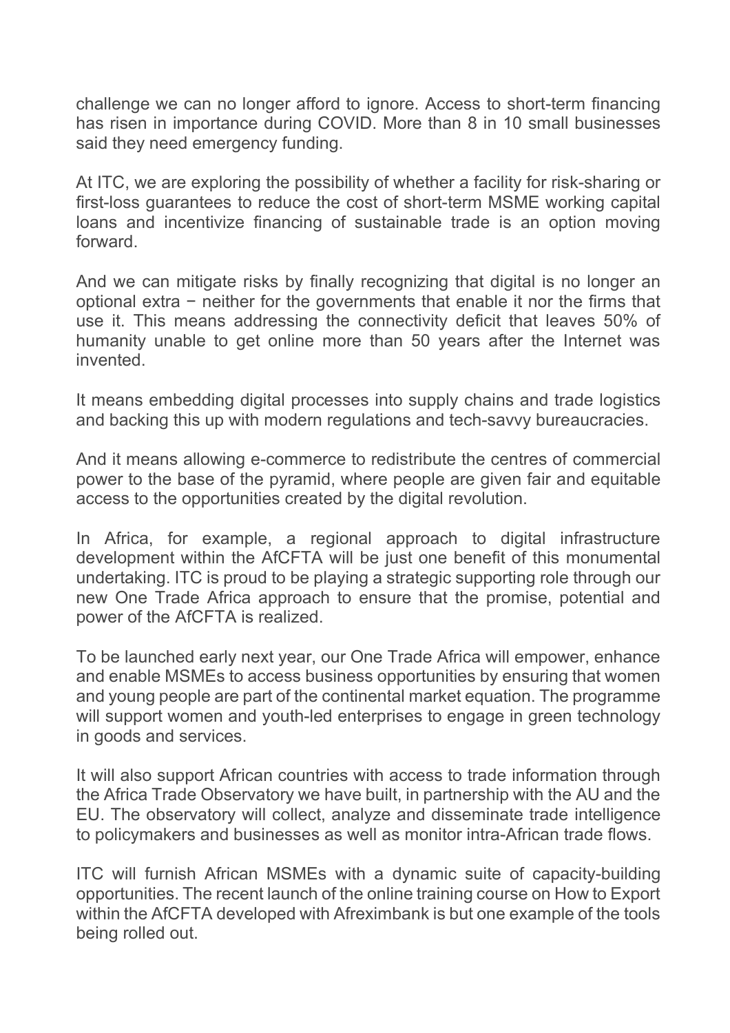challenge we can no longer afford to ignore. Access to short-term financing has risen in importance during COVID. More than 8 in 10 small businesses said they need emergency funding.

At ITC, we are exploring the possibility of whether a facility for risk-sharing or first-loss guarantees to reduce the cost of short-term MSME working capital loans and incentivize financing of sustainable trade is an option moving forward.

And we can mitigate risks by finally recognizing that digital is no longer an optional extra − neither for the governments that enable it nor the firms that use it. This means addressing the connectivity deficit that leaves 50% of humanity unable to get online more than 50 years after the Internet was invented.

It means embedding digital processes into supply chains and trade logistics and backing this up with modern regulations and tech-savvy bureaucracies.

And it means allowing e-commerce to redistribute the centres of commercial power to the base of the pyramid, where people are given fair and equitable access to the opportunities created by the digital revolution.

In Africa, for example, a regional approach to digital infrastructure development within the AfCFTA will be just one benefit of this monumental undertaking. ITC is proud to be playing a strategic supporting role through our new One Trade Africa approach to ensure that the promise, potential and power of the AfCFTA is realized.

To be launched early next year, our One Trade Africa will empower, enhance and enable MSMEs to access business opportunities by ensuring that women and young people are part of the continental market equation. The programme will support women and youth-led enterprises to engage in green technology in goods and services.

It will also support African countries with access to trade information through the Africa Trade Observatory we have built, in partnership with the AU and the EU. The observatory will collect, analyze and disseminate trade intelligence to policymakers and businesses as well as monitor intra-African trade flows.

ITC will furnish African MSMEs with a dynamic suite of capacity-building opportunities. The recent launch of the online training course on How to Export within the AfCFTA developed with Afreximbank is but one example of the tools being rolled out.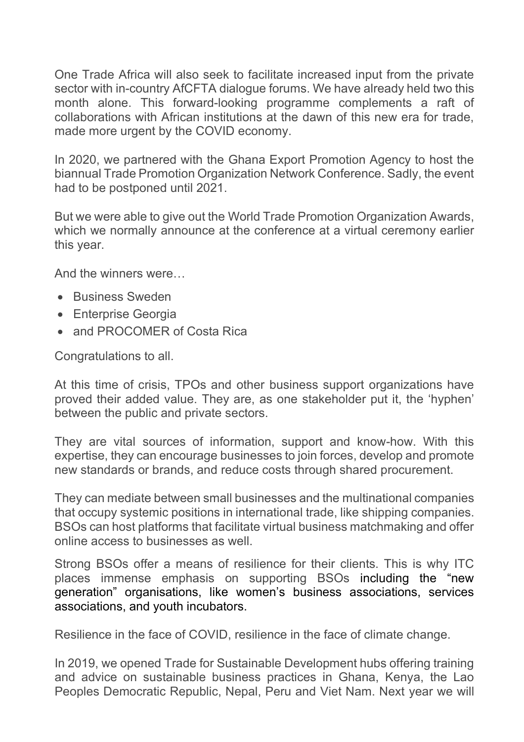One Trade Africa will also seek to facilitate increased input from the private sector with in-country AfCFTA dialogue forums. We have already held two this month alone. This forward-looking programme complements a raft of collaborations with African institutions at the dawn of this new era for trade, made more urgent by the COVID economy.

In 2020, we partnered with the Ghana Export Promotion Agency to host the biannual Trade Promotion Organization Network Conference. Sadly, the event had to be postponed until 2021.

But we were able to give out the World Trade Promotion Organization Awards, which we normally announce at the conference at a virtual ceremony earlier this year.

And the winners were…

- Business Sweden
- Enterprise Georgia
- and PROCOMER of Costa Rica

Congratulations to all.

At this time of crisis, TPOs and other business support organizations have proved their added value. They are, as one stakeholder put it, the 'hyphen' between the public and private sectors.

They are vital sources of information, support and know-how. With this expertise, they can encourage businesses to join forces, develop and promote new standards or brands, and reduce costs through shared procurement.

They can mediate between small businesses and the multinational companies that occupy systemic positions in international trade, like shipping companies. BSOs can host platforms that facilitate virtual business matchmaking and offer online access to businesses as well.

Strong BSOs offer a means of resilience for their clients. This is why ITC places immense emphasis on supporting BSOs including the "new generation" organisations, like women's business associations, services associations, and youth incubators.

Resilience in the face of COVID, resilience in the face of climate change.

In 2019, we opened Trade for Sustainable Development hubs offering training and advice on sustainable business practices in Ghana, Kenya, the Lao Peoples Democratic Republic, Nepal, Peru and Viet Nam. Next year we will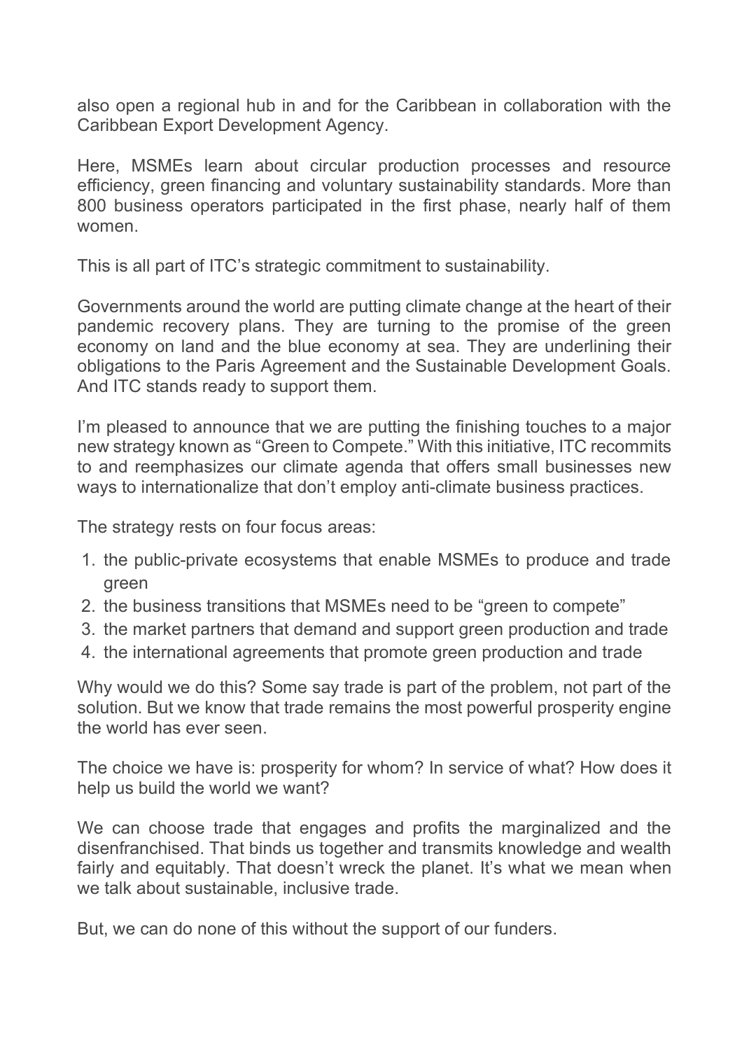also open a regional hub in and for the Caribbean in collaboration with the Caribbean Export Development Agency.

Here, MSMEs learn about circular production processes and resource efficiency, green financing and voluntary sustainability standards. More than 800 business operators participated in the first phase, nearly half of them women.

This is all part of ITC's strategic commitment to sustainability.

Governments around the world are putting climate change at the heart of their pandemic recovery plans. They are turning to the promise of the green economy on land and the blue economy at sea. They are underlining their obligations to the Paris Agreement and the Sustainable Development Goals. And ITC stands ready to support them.

I'm pleased to announce that we are putting the finishing touches to a major new strategy known as "Green to Compete." With this initiative, ITC recommits to and reemphasizes our climate agenda that offers small businesses new ways to internationalize that don't employ anti-climate business practices.

The strategy rests on four focus areas:

1. the public-private ecosystems that enable MSMEs to produce and trade green
2. the business transitions that MSMEs need to be "green to compete"
3. the market partners that demand and support green production and trade
4. the international agreements that promote green production and trade

Why would we do this? Some say trade is part of the problem, not part of the solution. But we know that trade remains the most powerful prosperity engine the world has ever seen.

The choice we have is: prosperity for whom? In service of what? How does it help us build the world we want?

We can choose trade that engages and profits the marginalized and the disenfranchised. That binds us together and transmits knowledge and wealth fairly and equitably. That doesn't wreck the planet. It's what we mean when we talk about sustainable, inclusive trade.

But, we can do none of this without the support of our funders.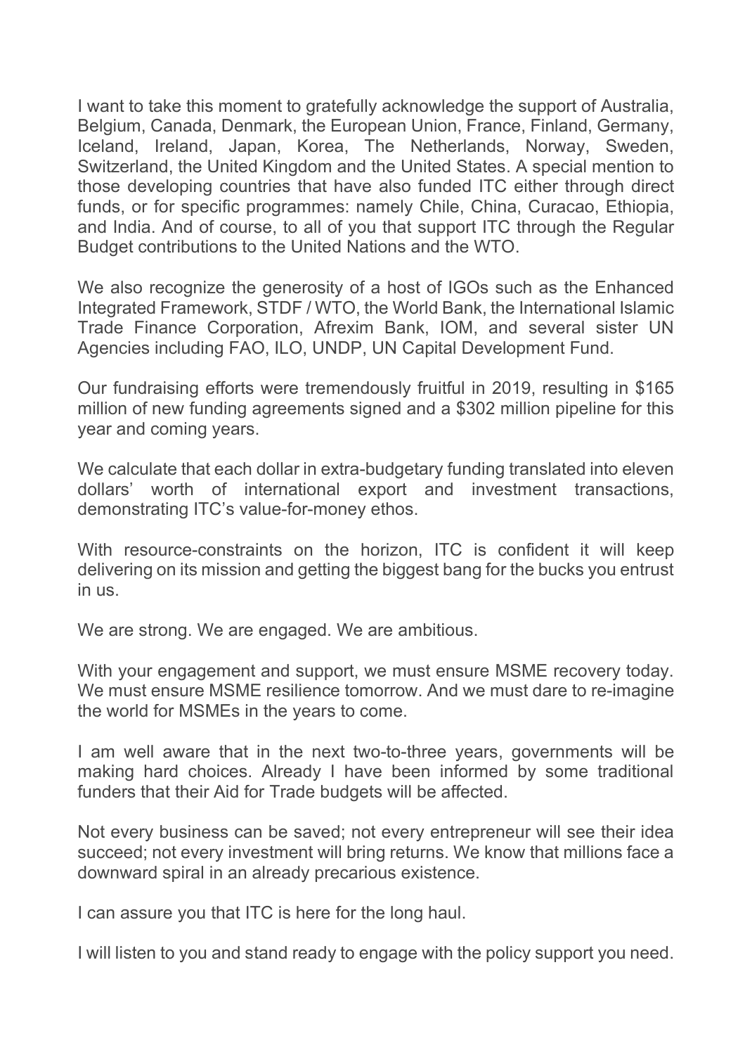I want to take this moment to gratefully acknowledge the support of Australia, Belgium, Canada, Denmark, the European Union, France, Finland, Germany, Iceland, Ireland, Japan, Korea, The Netherlands, Norway, Sweden, Switzerland, the United Kingdom and the United States. A special mention to those developing countries that have also funded ITC either through direct funds, or for specific programmes: namely Chile, China, Curacao, Ethiopia, and India. And of course, to all of you that support ITC through the Regular Budget contributions to the United Nations and the WTO.

We also recognize the generosity of a host of IGOs such as the Enhanced Integrated Framework, STDF / WTO, the World Bank, the International Islamic Trade Finance Corporation, Afrexim Bank, IOM, and several sister UN Agencies including FAO, ILO, UNDP, UN Capital Development Fund.

Our fundraising efforts were tremendously fruitful in 2019, resulting in $165 million of new funding agreements signed and a $302 million pipeline for this year and coming years.

We calculate that each dollar in extra-budgetary funding translated into eleven dollars' worth of international export and investment transactions, demonstrating ITC's value-for-money ethos.

With resource-constraints on the horizon, ITC is confident it will keep delivering on its mission and getting the biggest bang for the bucks you entrust in us.

We are strong. We are engaged. We are ambitious.

With your engagement and support, we must ensure MSME recovery today. We must ensure MSME resilience tomorrow. And we must dare to re-imagine the world for MSMEs in the years to come.

I am well aware that in the next two-to-three years, governments will be making hard choices. Already I have been informed by some traditional funders that their Aid for Trade budgets will be affected.

Not every business can be saved; not every entrepreneur will see their idea succeed; not every investment will bring returns. We know that millions face a downward spiral in an already precarious existence.

I can assure you that ITC is here for the long haul.

I will listen to you and stand ready to engage with the policy support you need.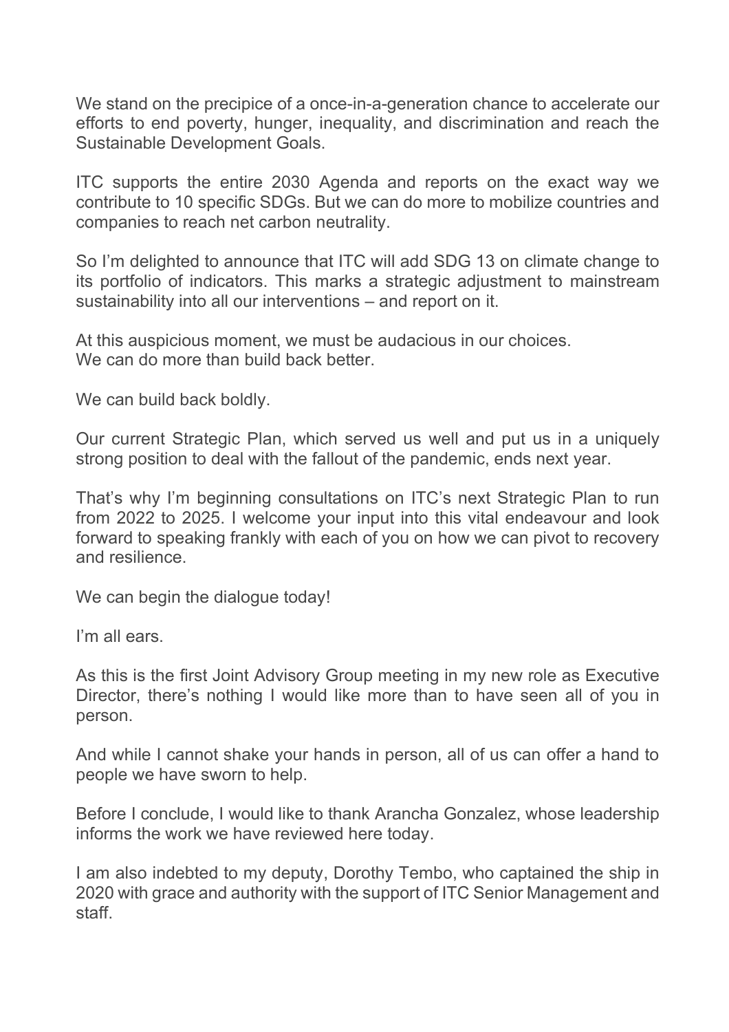We stand on the precipice of a once-in-a-generation chance to accelerate our efforts to end poverty, hunger, inequality, and discrimination and reach the Sustainable Development Goals.

ITC supports the entire 2030 Agenda and reports on the exact way we contribute to 10 specific SDGs. But we can do more to mobilize countries and companies to reach net carbon neutrality.

So I'm delighted to announce that ITC will add SDG 13 on climate change to its portfolio of indicators. This marks a strategic adjustment to mainstream sustainability into all our interventions – and report on it.

At this auspicious moment, we must be audacious in our choices.
We can do more than build back better.

We can build back boldly.

Our current Strategic Plan, which served us well and put us in a uniquely strong position to deal with the fallout of the pandemic, ends next year.

That's why I'm beginning consultations on ITC's next Strategic Plan to run from 2022 to 2025. I welcome your input into this vital endeavour and look forward to speaking frankly with each of you on how we can pivot to recovery and resilience.

We can begin the dialogue today!

I'm all ears.

As this is the first Joint Advisory Group meeting in my new role as Executive Director, there's nothing I would like more than to have seen all of you in person.

And while I cannot shake your hands in person, all of us can offer a hand to people we have sworn to help.

Before I conclude, I would like to thank Arancha Gonzalez, whose leadership informs the work we have reviewed here today.

I am also indebted to my deputy, Dorothy Tembo, who captained the ship in 2020 with grace and authority with the support of ITC Senior Management and staff.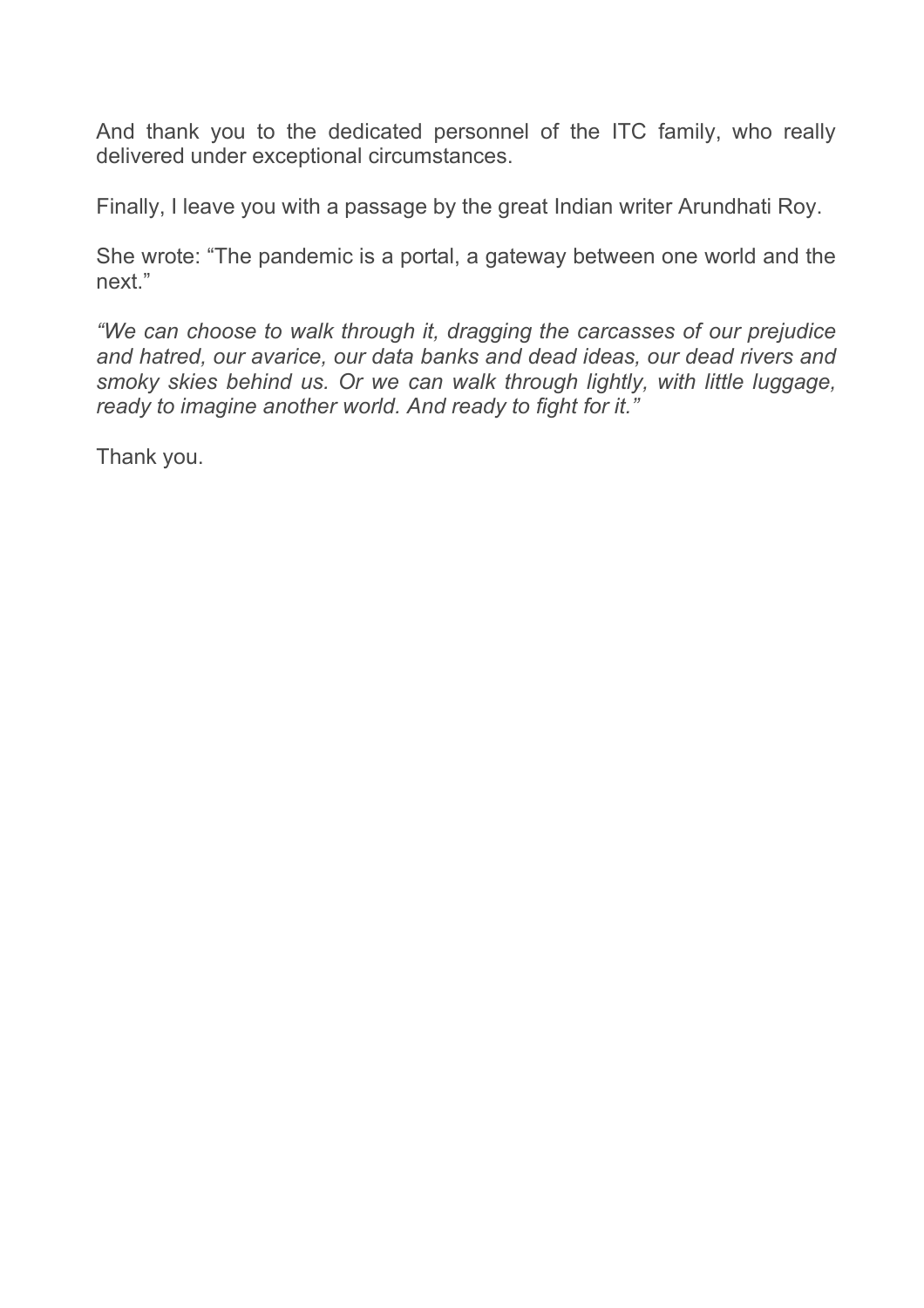And thank you to the dedicated personnel of the ITC family, who really delivered under exceptional circumstances.

Finally, I leave you with a passage by the great Indian writer Arundhati Roy.

She wrote: "The pandemic is a portal, a gateway between one world and the next."

*"We can choose to walk through it, dragging the carcasses of our prejudice and hatred, our avarice, our data banks and dead ideas, our dead rivers and smoky skies behind us. Or we can walk through lightly, with little luggage, ready to imagine another world. And ready to fight for it."*

Thank you.